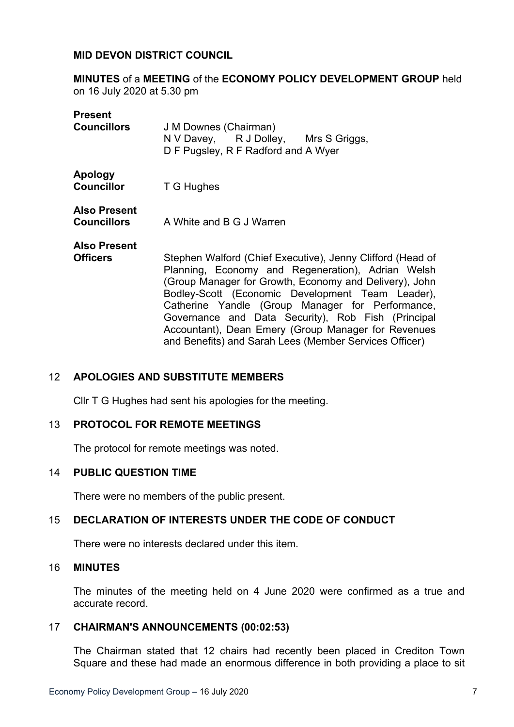**MID DEVON DISTRICT COUNCIL**

**MINUTES** of a **MEETING** of the **ECONOMY POLICY DEVELOPMENT GROUP** held on 16 July 2020 at 5.30 pm

**Present**
**Councillors** J M Downes (Chairman)
N V Davey, R J Dolley, Mrs S Griggs, D F Pugsley, R F Radford and A Wyer

**Apology**
**Councillor** T G Hughes

**Also Present**
**Councillors** A White and B G J Warren

**Also Present**
**Officers** Stephen Walford (Chief Executive), Jenny Clifford (Head of Planning, Economy and Regeneration), Adrian Welsh (Group Manager for Growth, Economy and Delivery), John Bodley-Scott (Economic Development Team Leader), Catherine Yandle (Group Manager for Performance, Governance and Data Security), Rob Fish (Principal Accountant), Dean Emery (Group Manager for Revenues and Benefits) and Sarah Lees (Member Services Officer)

## 12 APOLOGIES AND SUBSTITUTE MEMBERS

Cllr T G Hughes had sent his apologies for the meeting.

## 13 PROTOCOL FOR REMOTE MEETINGS

The protocol for remote meetings was noted.

## 14 PUBLIC QUESTION TIME

There were no members of the public present.

## 15 DECLARATION OF INTERESTS UNDER THE CODE OF CONDUCT

There were no interests declared under this item.

## 16 MINUTES

The minutes of the meeting held on 4 June 2020 were confirmed as a true and accurate record.

## 17 CHAIRMAN'S ANNOUNCEMENTS (00:02:53)

The Chairman stated that 12 chairs had recently been placed in Crediton Town Square and these had made an enormous difference in both providing a place to sit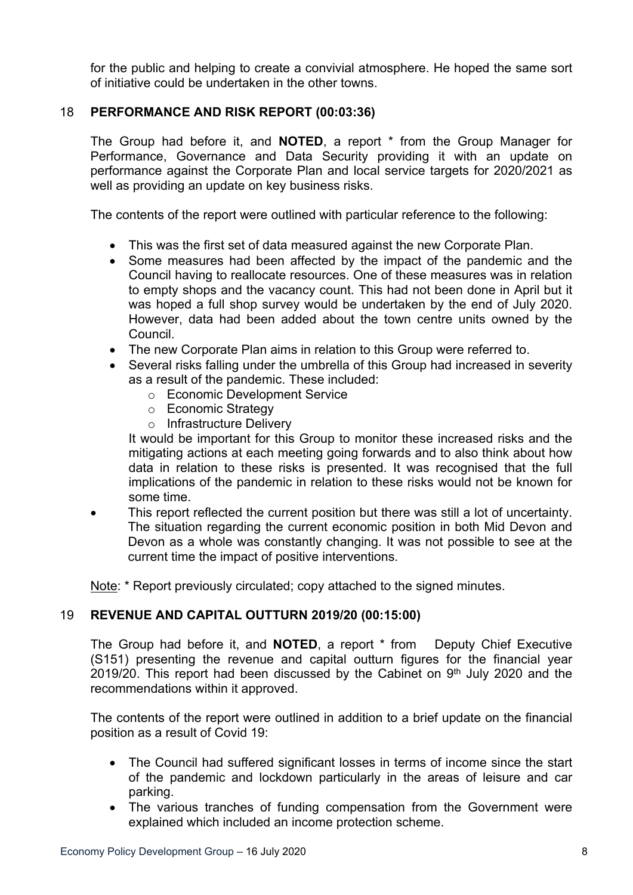for the public and helping to create a convivial atmosphere. He hoped the same sort of initiative could be undertaken in the other towns.

## 18 PERFORMANCE AND RISK REPORT (00:03:36)

The Group had before it, and **NOTED**, a report * from the Group Manager for Performance, Governance and Data Security providing it with an update on performance against the Corporate Plan and local service targets for 2020/2021 as well as providing an update on key business risks.

The contents of the report were outlined with particular reference to the following:

- This was the first set of data measured against the new Corporate Plan.
- Some measures had been affected by the impact of the pandemic and the Council having to reallocate resources. One of these measures was in relation to empty shops and the vacancy count. This had not been done in April but it was hoped a full shop survey would be undertaken by the end of July 2020. However, data had been added about the town centre units owned by the Council.
- The new Corporate Plan aims in relation to this Group were referred to.
- Several risks falling under the umbrella of this Group had increased in severity as a result of the pandemic. These included:
    - Economic Development Service
    - Economic Strategy
    - Infrastructure Delivery

  It would be important for this Group to monitor these increased risks and the mitigating actions at each meeting going forwards and to also think about how data in relation to these risks is presented. It was recognised that the full implications of the pandemic in relation to these risks would not be known for some time.
- This report reflected the current position but there was still a lot of uncertainty. The situation regarding the current economic position in both Mid Devon and Devon as a whole was constantly changing. It was not possible to see at the current time the impact of positive interventions.

Note: * Report previously circulated; copy attached to the signed minutes.

## 19 REVENUE AND CAPITAL OUTTURN 2019/20 (00:15:00)

The Group had before it, and **NOTED**, a report * from Deputy Chief Executive (S151) presenting the revenue and capital outturn figures for the financial year 2019/20. This report had been discussed by the Cabinet on 9th July 2020 and the recommendations within it approved.

The contents of the report were outlined in addition to a brief update on the financial position as a result of Covid 19:

- The Council had suffered significant losses in terms of income since the start of the pandemic and lockdown particularly in the areas of leisure and car parking.
- The various tranches of funding compensation from the Government were explained which included an income protection scheme.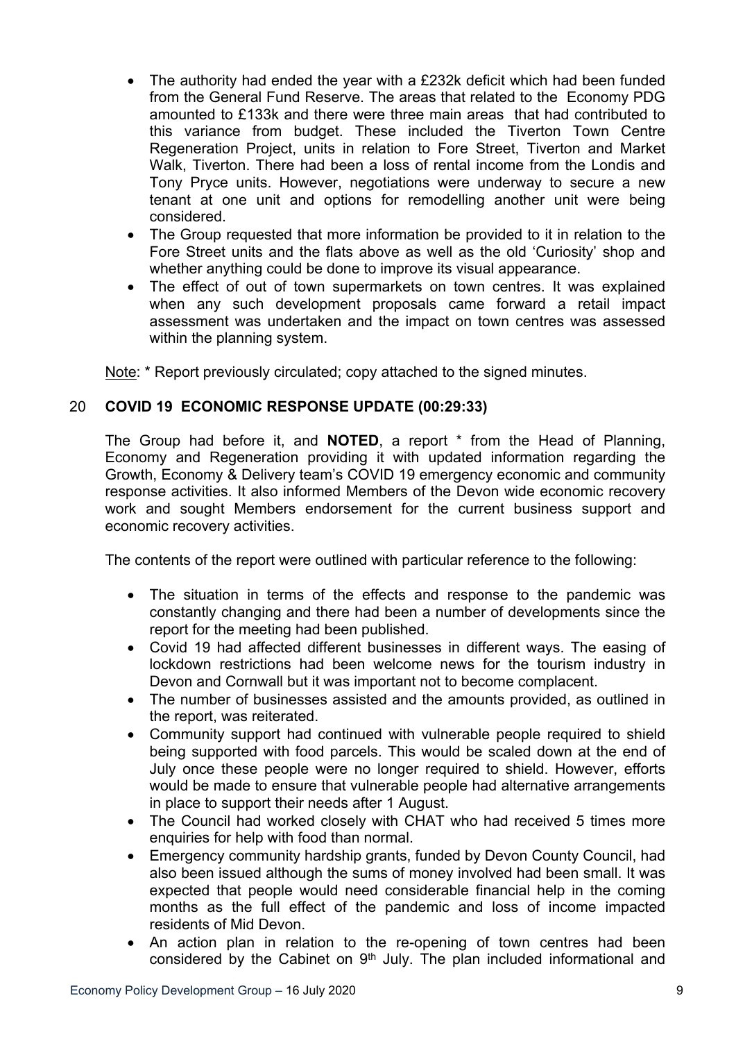- The authority had ended the year with a £232k deficit which had been funded from the General Fund Reserve. The areas that related to the Economy PDG amounted to £133k and there were three main areas that had contributed to this variance from budget. These included the Tiverton Town Centre Regeneration Project, units in relation to Fore Street, Tiverton and Market Walk, Tiverton. There had been a loss of rental income from the Londis and Tony Pryce units. However, negotiations were underway to secure a new tenant at one unit and options for remodelling another unit were being considered.
- The Group requested that more information be provided to it in relation to the Fore Street units and the flats above as well as the old 'Curiosity' shop and whether anything could be done to improve its visual appearance.
- The effect of out of town supermarkets on town centres. It was explained when any such development proposals came forward a retail impact assessment was undertaken and the impact on town centres was assessed within the planning system.

Note: * Report previously circulated; copy attached to the signed minutes.

## 20 **COVID 19 ECONOMIC RESPONSE UPDATE (00:29:33)**

The Group had before it, and **NOTED**, a report * from the Head of Planning, Economy and Regeneration providing it with updated information regarding the Growth, Economy & Delivery team's COVID 19 emergency economic and community response activities. It also informed Members of the Devon wide economic recovery work and sought Members endorsement for the current business support and economic recovery activities.

The contents of the report were outlined with particular reference to the following:

- The situation in terms of the effects and response to the pandemic was constantly changing and there had been a number of developments since the report for the meeting had been published.
- Covid 19 had affected different businesses in different ways. The easing of lockdown restrictions had been welcome news for the tourism industry in Devon and Cornwall but it was important not to become complacent.
- The number of businesses assisted and the amounts provided, as outlined in the report, was reiterated.
- Community support had continued with vulnerable people required to shield being supported with food parcels. This would be scaled down at the end of July once these people were no longer required to shield. However, efforts would be made to ensure that vulnerable people had alternative arrangements in place to support their needs after 1 August.
- The Council had worked closely with CHAT who had received 5 times more enquiries for help with food than normal.
- Emergency community hardship grants, funded by Devon County Council, had also been issued although the sums of money involved had been small. It was expected that people would need considerable financial help in the coming months as the full effect of the pandemic and loss of income impacted residents of Mid Devon.
- An action plan in relation to the re-opening of town centres had been considered by the Cabinet on 9th July. The plan included informational and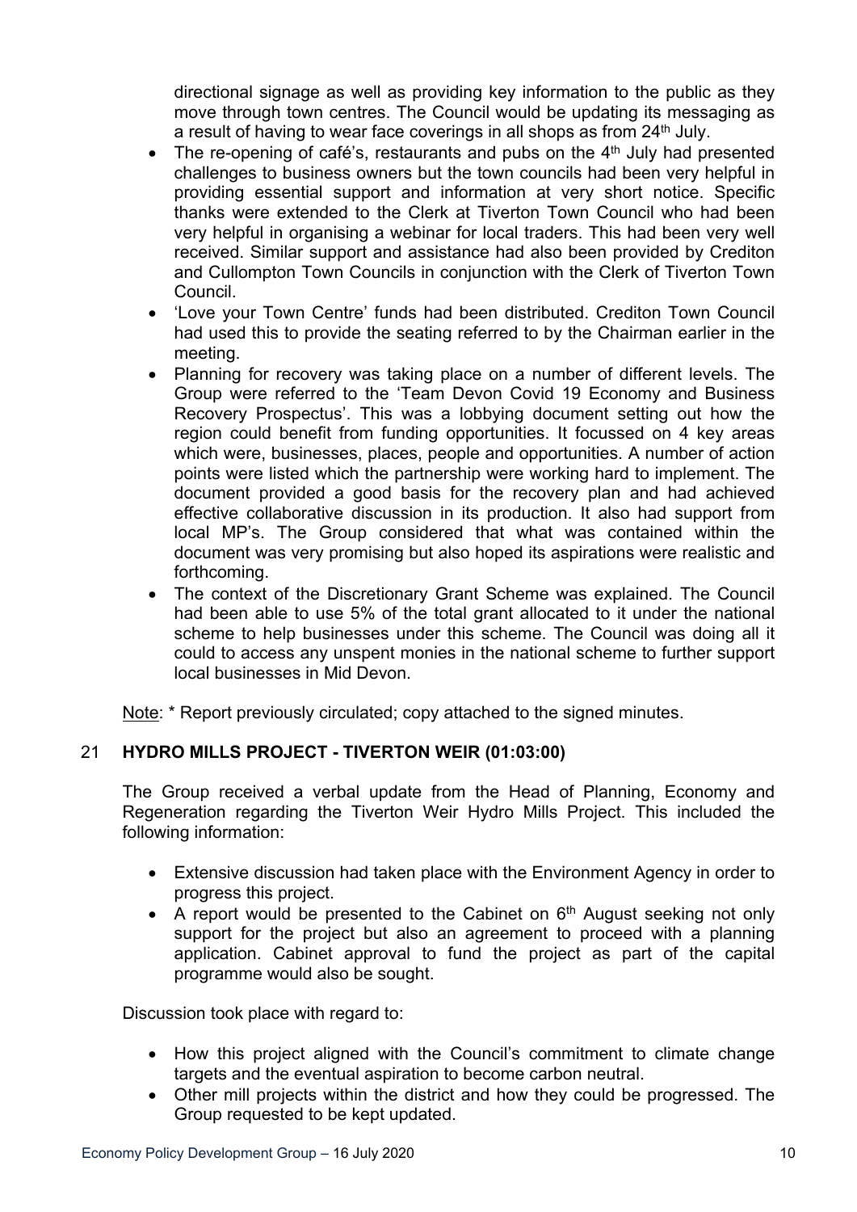directional signage as well as providing key information to the public as they move through town centres. The Council would be updating its messaging as a result of having to wear face coverings in all shops as from 24th July.

- The re-opening of café's, restaurants and pubs on the 4th July had presented challenges to business owners but the town councils had been very helpful in providing essential support and information at very short notice. Specific thanks were extended to the Clerk at Tiverton Town Council who had been very helpful in organising a webinar for local traders. This had been very well received. Similar support and assistance had also been provided by Crediton and Cullompton Town Councils in conjunction with the Clerk of Tiverton Town Council.
- 'Love your Town Centre' funds had been distributed. Crediton Town Council had used this to provide the seating referred to by the Chairman earlier in the meeting.
- Planning for recovery was taking place on a number of different levels. The Group were referred to the 'Team Devon Covid 19 Economy and Business Recovery Prospectus'. This was a lobbying document setting out how the region could benefit from funding opportunities. It focussed on 4 key areas which were, businesses, places, people and opportunities. A number of action points were listed which the partnership were working hard to implement. The document provided a good basis for the recovery plan and had achieved effective collaborative discussion in its production. It also had support from local MP's. The Group considered that what was contained within the document was very promising but also hoped its aspirations were realistic and forthcoming.
- The context of the Discretionary Grant Scheme was explained. The Council had been able to use 5% of the total grant allocated to it under the national scheme to help businesses under this scheme. The Council was doing all it could to access any unspent monies in the national scheme to further support local businesses in Mid Devon.

Note: * Report previously circulated; copy attached to the signed minutes.

## 21 HYDRO MILLS PROJECT - TIVERTON WEIR (01:03:00)

The Group received a verbal update from the Head of Planning, Economy and Regeneration regarding the Tiverton Weir Hydro Mills Project. This included the following information:

- Extensive discussion had taken place with the Environment Agency in order to progress this project.
- A report would be presented to the Cabinet on 6th August seeking not only support for the project but also an agreement to proceed with a planning application. Cabinet approval to fund the project as part of the capital programme would also be sought.

Discussion took place with regard to:

- How this project aligned with the Council's commitment to climate change targets and the eventual aspiration to become carbon neutral.
- Other mill projects within the district and how they could be progressed. The Group requested to be kept updated.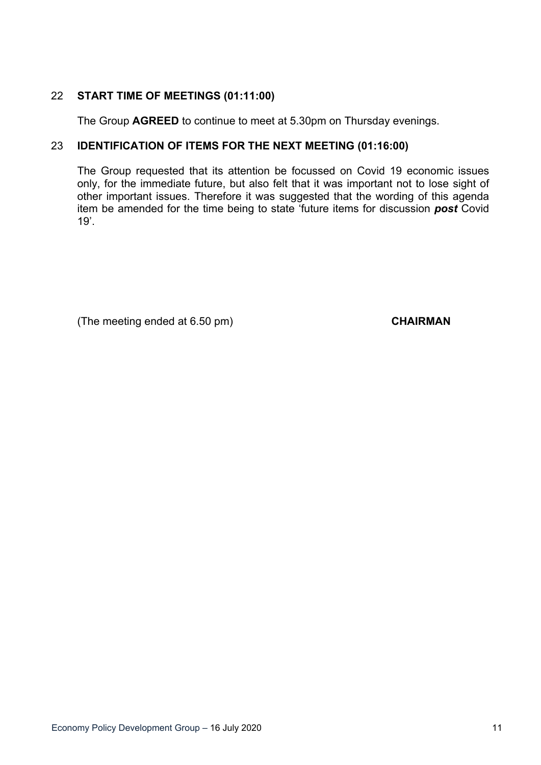## 22 **START TIME OF MEETINGS (01:11:00)**

The Group **AGREED** to continue to meet at 5.30pm on Thursday evenings.

## 23 **IDENTIFICATION OF ITEMS FOR THE NEXT MEETING (01:16:00)**

The Group requested that its attention be focussed on Covid 19 economic issues only, for the immediate future, but also felt that it was important not to lose sight of other important issues. Therefore it was suggested that the wording of this agenda item be amended for the time being to state 'future items for discussion ***post*** Covid 19'.

(The meeting ended at 6.50 pm) **CHAIRMAN**